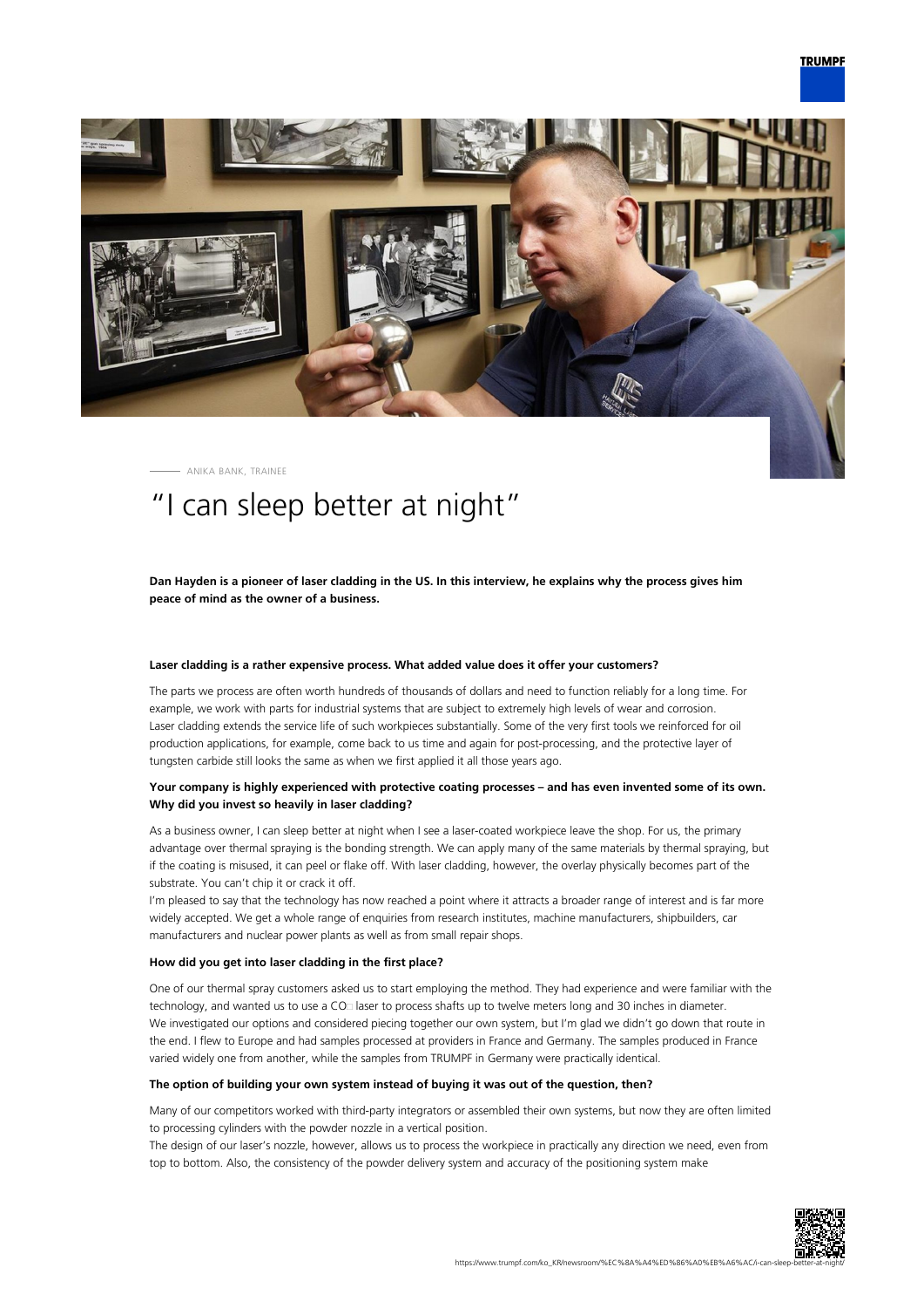ANIKA BANK, TRAINEE

# “I can sleep better at night”

**Dan Hayden is a pioneer of laser cladding in the US. In this interview, he explains why the process gives him peace of mind as the owner of a business.**

**Laser cladding is a rather expensive process. What added value does it offer your customers?**

The parts we process are often worth hundreds of thousands of dollars and need to function reliably for a long time. For example, we work with parts for industrial systems that are subject to extremely high levels of wear and corrosion. Laser cladding extends the service life of such workpieces substantially. Some of the very first tools we reinforced for oil production applications, for example, come back to us time and again for post-processing, and the protective layer of tungsten carbide still looks the same as when we first applied it all those years ago.

**Your company is highly experienced with protective coating processes – and has even invented some of its own. Why did you invest so heavily in laser cladding?**

As a business owner, I can sleep better at night when I see a laser-coated workpiece leave the shop. For us, the primary advantage over thermal spraying is the bonding strength. We can apply many of the same materials by thermal spraying, but if the coating is misused, it can peel or flake off. With laser cladding, however, the overlay physically becomes part of the substrate. You can't chip it or crack it off.

I'm pleased to say that the technology has now reached a point where it attracts a broader range of interest and is far more widely accepted. We get a whole range of enquiries from research institutes, machine manufacturers, shipbuilders, car manufacturers and nuclear power plants as well as from small repair shops.

**How did you get into laser cladding in the first place?**

One of our thermal spray customers asked us to start employing the method. They had experience and were familiar with the technology, and wanted us to use a $CO_2$ laser to process shafts up to twelve meters long and 30 inches in diameter.

We investigated our options and considered piecing together our own system, but I'm glad we didn't go down that route in the end. I flew to Europe and had samples processed at providers in France and Germany. The samples produced in France varied widely one from another, while the samples from TRUMPF in Germany were practically identical.

**The option of building your own system instead of buying it was out of the question, then?**

Many of our competitors worked with third-party integrators or assembled their own systems, but now they are often limited to processing cylinders with the powder nozzle in a vertical position.

The design of our laser's nozzle, however, allows us to process the workpiece in practically any direction we need, even from top to bottom. Also, the consistency of the powder delivery system and accuracy of the positioning system make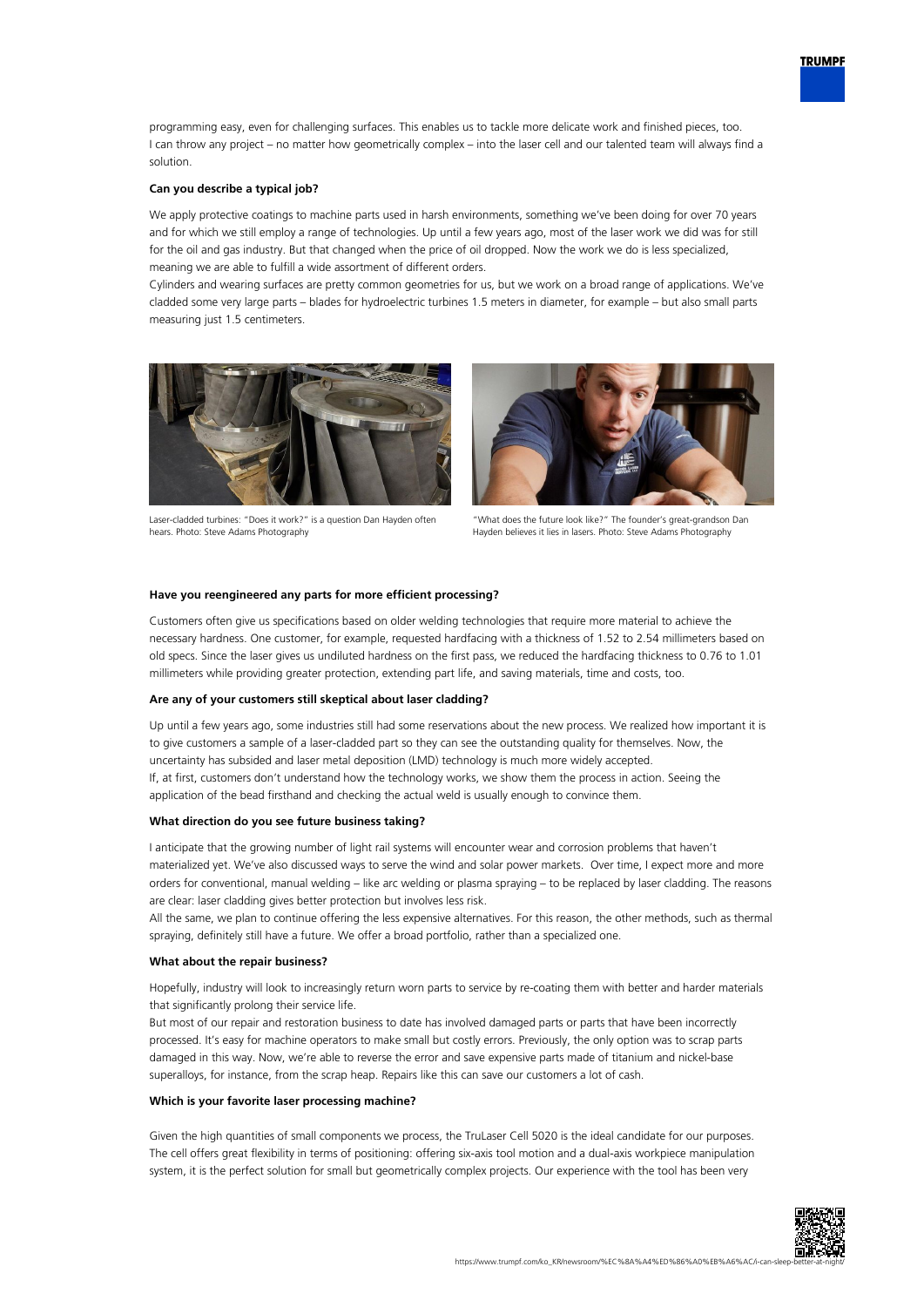programming easy, even for challenging surfaces. This enables us to tackle more delicate work and finished pieces, too. I can throw any project – no matter how geometrically complex – into the laser cell and our talented team will always find a solution.

**Can you describe a typical job?**

We apply protective coatings to machine parts used in harsh environments, something we've been doing for over 70 years and for which we still employ a range of technologies. Up until a few years ago, most of the laser work we did was for still for the oil and gas industry. But that changed when the price of oil dropped. Now the work we do is less specialized, meaning we are able to fulfill a wide assortment of different orders.

Cylinders and wearing surfaces are pretty common geometries for us, but we work on a broad range of applications. We've cladded some very large parts – blades for hydroelectric turbines 1.5 meters in diameter, for example – but also small parts measuring just 1.5 centimeters.

Laser-cladded turbines: "Does it work?" is a question Dan Hayden often hears. Photo: Steve Adams Photography

"What does the future look like?" The founder's great-grandson Dan Hayden believes it lies in lasers. Photo: Steve Adams Photography

**Have you reengineered any parts for more efficient processing?**

Customers often give us specifications based on older welding technologies that require more material to achieve the necessary hardness. One customer, for example, requested hardfacing with a thickness of 1.52 to 2.54 millimeters based on old specs. Since the laser gives us undiluted hardness on the first pass, we reduced the hardfacing thickness to 0.76 to 1.01 millimeters while providing greater protection, extending part life, and saving materials, time and costs, too.

**Are any of your customers still skeptical about laser cladding?**

Up until a few years ago, some industries still had some reservations about the new process. We realized how important it is to give customers a sample of a laser-cladded part so they can see the outstanding quality for themselves. Now, the uncertainty has subsided and laser metal deposition (LMD) technology is much more widely accepted.

If, at first, customers don't understand how the technology works, we show them the process in action. Seeing the application of the bead firsthand and checking the actual weld is usually enough to convince them.

**What direction do you see future business taking?**

I anticipate that the growing number of light rail systems will encounter wear and corrosion problems that haven't materialized yet. We've also discussed ways to serve the wind and solar power markets. Over time, I expect more and more orders for conventional, manual welding – like arc welding or plasma spraying – to be replaced by laser cladding. The reasons are clear: laser cladding gives better protection but involves less risk.

All the same, we plan to continue offering the less expensive alternatives. For this reason, the other methods, such as thermal spraying, definitely still have a future. We offer a broad portfolio, rather than a specialized one.

**What about the repair business?**

Hopefully, industry will look to increasingly return worn parts to service by re-coating them with better and harder materials that significantly prolong their service life.

But most of our repair and restoration business to date has involved damaged parts or parts that have been incorrectly processed. It's easy for machine operators to make small but costly errors. Previously, the only option was to scrap parts damaged in this way. Now, we're able to reverse the error and save expensive parts made of titanium and nickel-base superalloys, for instance, from the scrap heap. Repairs like this can save our customers a lot of cash.

**Which is your favorite laser processing machine?**

Given the high quantities of small components we process, the TruLaser Cell 5020 is the ideal candidate for our purposes. The cell offers great flexibility in terms of positioning: offering six-axis tool motion and a dual-axis workpiece manipulation system, it is the perfect solution for small but geometrically complex projects. Our experience with the tool has been very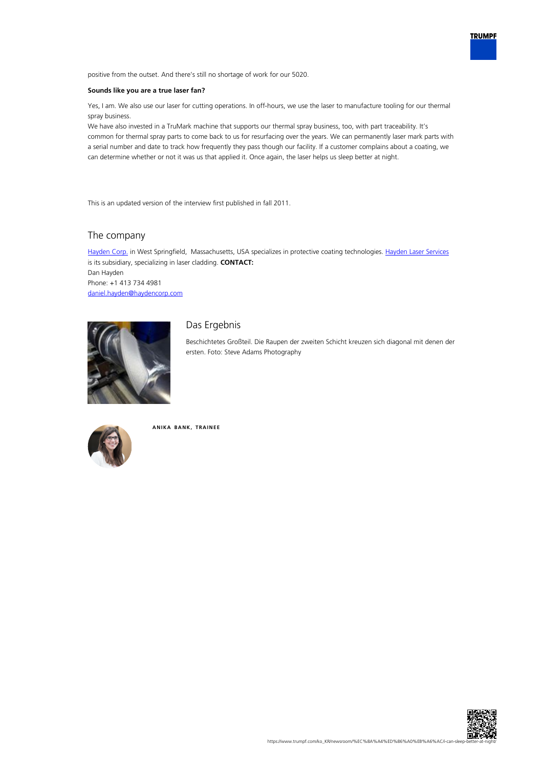positive from the outset. And there's still no shortage of work for our 5020.

**Sounds like you are a true laser fan?**

Yes, I am. We also use our laser for cutting operations. In off-hours, we use the laser to manufacture tooling for our thermal spray business.

We have also invested in a TruMark machine that supports our thermal spray business, too, with part traceability. It's common for thermal spray parts to come back to us for resurfacing over the years. We can permanently laser mark parts with a serial number and date to track how frequently they pass though our facility. If a customer complains about a coating, we can determine whether or not it was us that applied it. Once again, the laser helps us sleep better at night.

This is an updated version of the interview first published in fall 2011.

## The company

Hayden Corp. in West Springfield, Massachusetts, USA specializes in protective coating technologies. Hayden Laser Services is its subsidiary, specializing in laser cladding. **CONTACT:**
Dan Hayden
Phone: +1 413 734 4981
daniel.hayden@haydencorp.com

## Das Ergebnis

Beschichtetes Großteil. Die Raupen der zweiten Schicht kreuzen sich diagonal mit denen der ersten. Foto: Steve Adams Photography

**ANIKA BANK, TRAINEE**